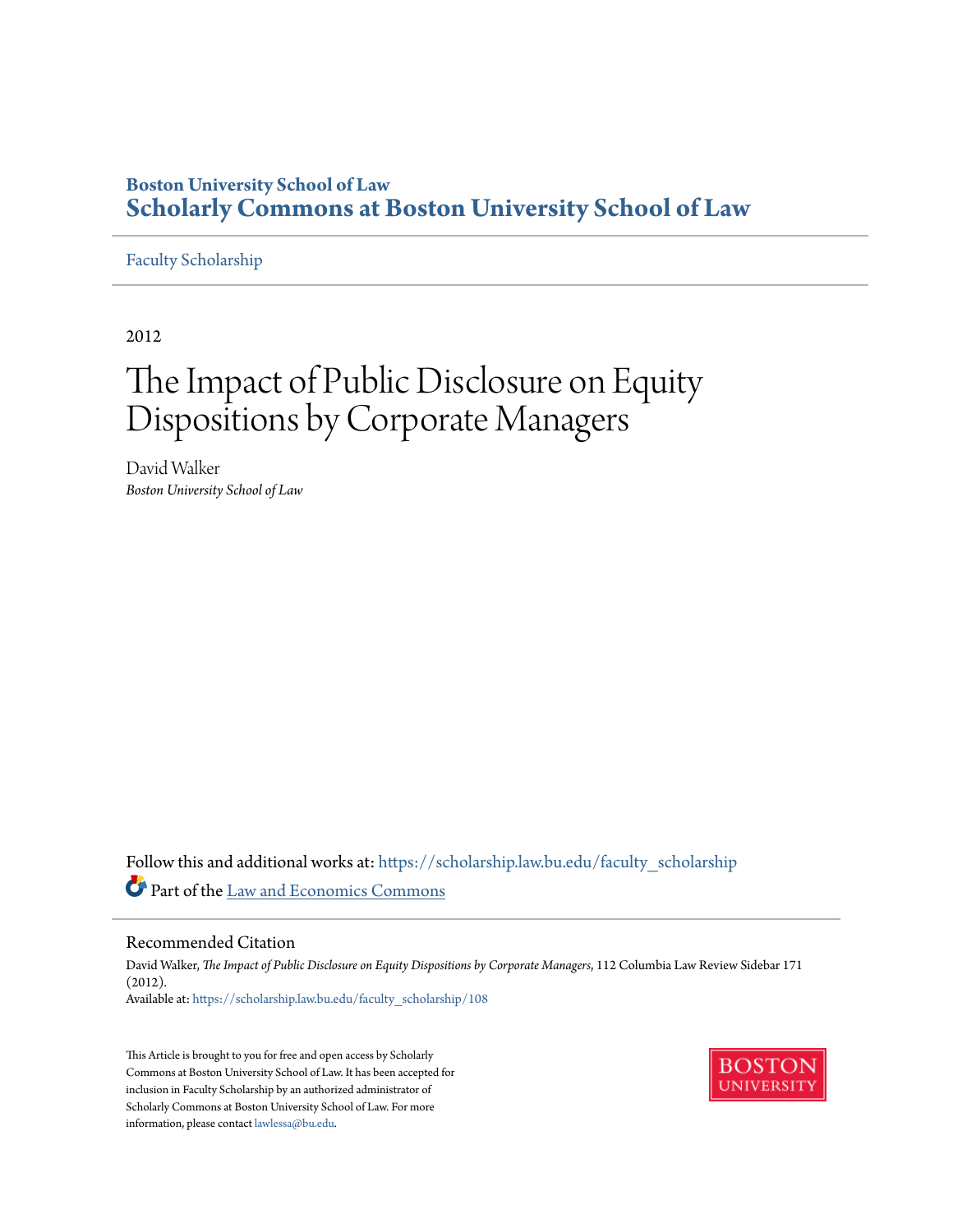**Boston University School of Law**
**Scholarly Commons at Boston University School of Law**

Faculty Scholarship

2012

# The Impact of Public Disclosure on Equity Dispositions by Corporate Managers

David Walker
*Boston University School of Law*

Follow this and additional works at: https://scholarship.law.bu.edu/faculty_scholarship

Part of the Law and Economics Commons

## Recommended Citation

David Walker, *The Impact of Public Disclosure on Equity Dispositions by Corporate Managers*, 112 Columbia Law Review Sidebar 171 (2012).
Available at: https://scholarship.law.bu.edu/faculty_scholarship/108

This Article is brought to you for free and open access by Scholarly Commons at Boston University School of Law. It has been accepted for inclusion in Faculty Scholarship by an authorized administrator of Scholarly Commons at Boston University School of Law. For more information, please contact lawlessa@bu.edu.

BOSTON UNIVERSITY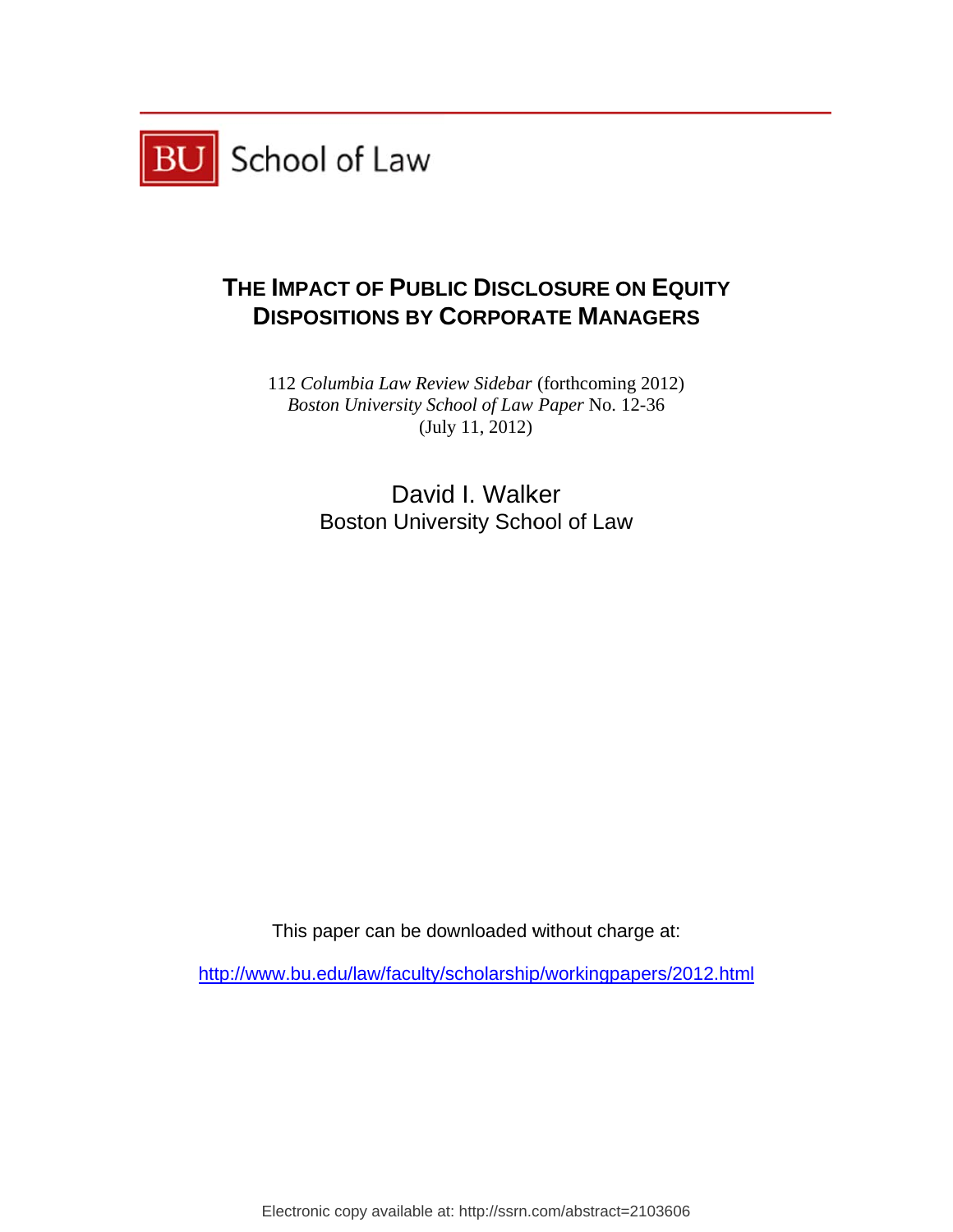BU School of Law

# The Impact of Public Disclosure on Equity Dispositions by Corporate Managers

112 *Columbia Law Review Sidebar* (forthcoming 2012)
*Boston University School of Law Paper* No. 12-36
(July 11, 2012)

David I. Walker
Boston University School of Law

This paper can be downloaded without charge at:

http://www.bu.edu/law/faculty/scholarship/workingpapers/2012.html

Electronic copy available at: http://ssrn.com/abstract=2103606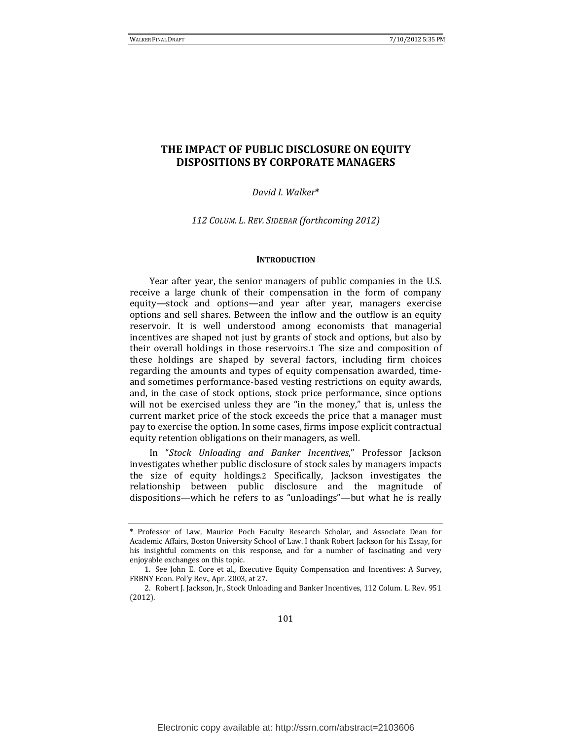# THE IMPACT OF PUBLIC DISCLOSURE ON EQUITY DISPOSITIONS BY CORPORATE MANAGERS

*David I. Walker\**

*112 COLUM. L. REV. SIDEBAR (forthcoming 2012)*

## INTRODUCTION

Year after year, the senior managers of public companies in the U.S. receive a large chunk of their compensation in the form of company equity—stock and options—and year after year, managers exercise options and sell shares. Between the inflow and the outflow is an equity reservoir. It is well understood among economists that managerial incentives are shaped not just by grants of stock and options, but also by their overall holdings in those reservoirs.[1] The size and composition of these holdings are shaped by several factors, including firm choices regarding the amounts and types of equity compensation awarded, time- and sometimes performance-based vesting restrictions on equity awards, and, in the case of stock options, stock price performance, since options will not be exercised unless they are "in the money," that is, unless the current market price of the stock exceeds the price that a manager must pay to exercise the option. In some cases, firms impose explicit contractual equity retention obligations on their managers, as well.

In "*Stock Unloading and Banker Incentives*," Professor Jackson investigates whether public disclosure of stock sales by managers impacts the size of equity holdings.[2] Specifically, Jackson investigates the relationship between public disclosure and the magnitude of dispositions—which he refers to as "unloadings"—but what he is really

---

\* Professor of Law, Maurice Poch Faculty Research Scholar, and Associate Dean for Academic Affairs, Boston University School of Law. I thank Robert Jackson for his Essay, for his insightful comments on this response, and for a number of fascinating and very enjoyable exchanges on this topic.

1. See John E. Core et al., Executive Equity Compensation and Incentives: A Survey, FRBNY Econ. Pol'y Rev., Apr. 2003, at 27.

2. Robert J. Jackson, Jr., Stock Unloading and Banker Incentives, 112 Colum. L. Rev. 951 (2012).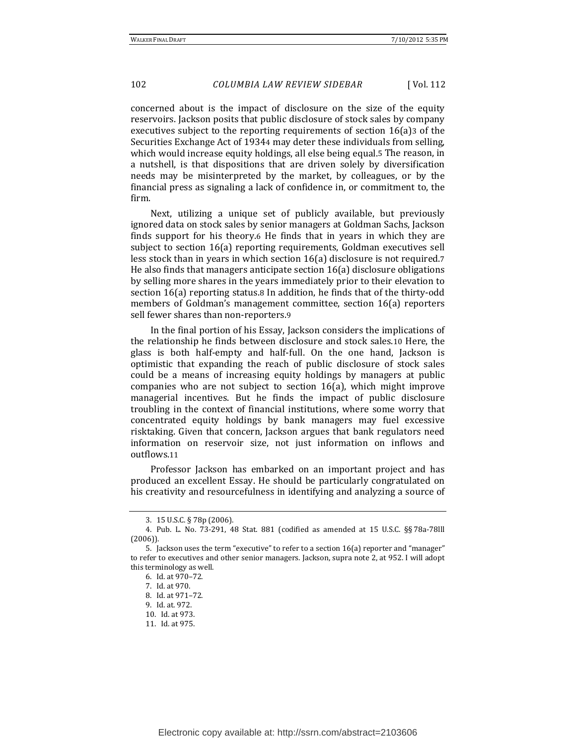concerned about is the impact of disclosure on the size of the equity reservoirs. Jackson posits that public disclosure of stock sales by company executives subject to the reporting requirements of section 16(a)[3] of the Securities Exchange Act of 1934[4] may deter these individuals from selling, which would increase equity holdings, all else being equal.[5] The reason, in a nutshell, is that dispositions that are driven solely by diversification needs may be misinterpreted by the market, by colleagues, or by the financial press as signaling a lack of confidence in, or commitment to, the firm.

Next, utilizing a unique set of publicly available, but previously ignored data on stock sales by senior managers at Goldman Sachs, Jackson finds support for his theory.[6] He finds that in years in which they are subject to section 16(a) reporting requirements, Goldman executives sell less stock than in years in which section 16(a) disclosure is not required.[7] He also finds that managers anticipate section 16(a) disclosure obligations by selling more shares in the years immediately prior to their elevation to section 16(a) reporting status.[8] In addition, he finds that of the thirty-odd members of Goldman's management committee, section 16(a) reporters sell fewer shares than non-reporters.[9]

In the final portion of his Essay, Jackson considers the implications of the relationship he finds between disclosure and stock sales.[10] Here, the glass is both half-empty and half-full. On the one hand, Jackson is optimistic that expanding the reach of public disclosure of stock sales could be a means of increasing equity holdings by managers at public companies who are not subject to section 16(a), which might improve managerial incentives. But he finds the impact of public disclosure troubling in the context of financial institutions, where some worry that concentrated equity holdings by bank managers may fuel excessive risktaking. Given that concern, Jackson argues that bank regulators need information on reservoir size, not just information on inflows and outflows.[11]

Professor Jackson has embarked on an important project and has produced an excellent Essay. He should be particularly congratulated on his creativity and resourcefulness in identifying and analyzing a source of

---

3. 15 U.S.C. § 78p (2006).

4. Pub. L. No. 73-291, 48 Stat. 881 (codified as amended at 15 U.S.C. §§ 78a-78lll (2006)).

5. Jackson uses the term "executive" to refer to a section 16(a) reporter and "manager" to refer to executives and other senior managers. Jackson, supra note 2, at 952. I will adopt this terminology as well.

6. Id. at 970–72.

7. Id. at 970.

8. Id. at 971–72.

9. Id. at. 972.

10. Id. at 973.

11. Id. at 975.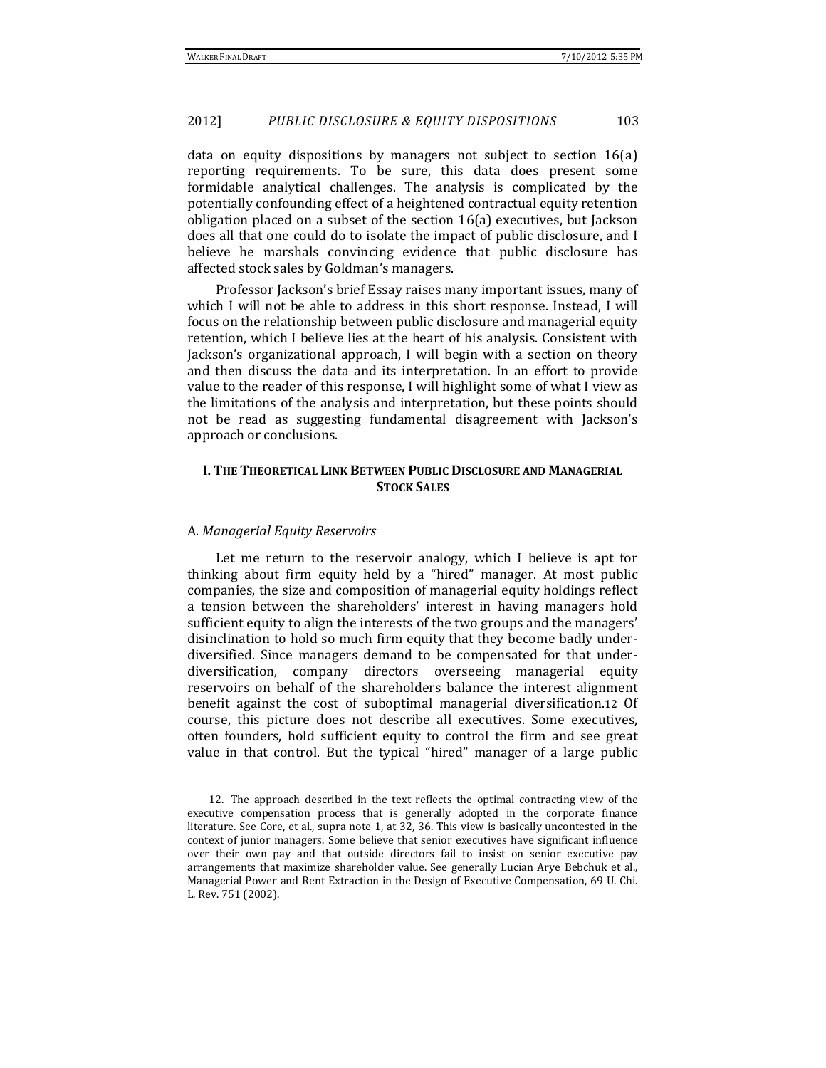data on equity dispositions by managers not subject to section 16(a) reporting requirements. To be sure, this data does present some formidable analytical challenges. The analysis is complicated by the potentially confounding effect of a heightened contractual equity retention obligation placed on a subset of the section 16(a) executives, but Jackson does all that one could do to isolate the impact of public disclosure, and I believe he marshals convincing evidence that public disclosure has affected stock sales by Goldman's managers.

Professor Jackson's brief Essay raises many important issues, many of which I will not be able to address in this short response. Instead, I will focus on the relationship between public disclosure and managerial equity retention, which I believe lies at the heart of his analysis. Consistent with Jackson's organizational approach, I will begin with a section on theory and then discuss the data and its interpretation. In an effort to provide value to the reader of this response, I will highlight some of what I view as the limitations of the analysis and interpretation, but these points should not be read as suggesting fundamental disagreement with Jackson's approach or conclusions.

## I. The Theoretical Link Between Public Disclosure and Managerial Stock Sales

### A. *Managerial Equity Reservoirs*

Let me return to the reservoir analogy, which I believe is apt for thinking about firm equity held by a "hired" manager. At most public companies, the size and composition of managerial equity holdings reflect a tension between the shareholders' interest in having managers hold sufficient equity to align the interests of the two groups and the managers' disinclination to hold so much firm equity that they become badly under-diversified. Since managers demand to be compensated for that under-diversification, company directors overseeing managerial equity reservoirs on behalf of the shareholders balance the interest alignment benefit against the cost of suboptimal managerial diversification.[12] Of course, this picture does not describe all executives. Some executives, often founders, hold sufficient equity to control the firm and see great value in that control. But the typical "hired" manager of a large public

---

12. The approach described in the text reflects the optimal contracting view of the executive compensation process that is generally adopted in the corporate finance literature. See Core, et al., supra note 1, at 32, 36. This view is basically uncontested in the context of junior managers. Some believe that senior executives have significant influence over their own pay and that outside directors fail to insist on senior executive pay arrangements that maximize shareholder value. See generally Lucian Arye Bebchuk et al., Managerial Power and Rent Extraction in the Design of Executive Compensation, 69 U. Chi. L. Rev. 751 (2002).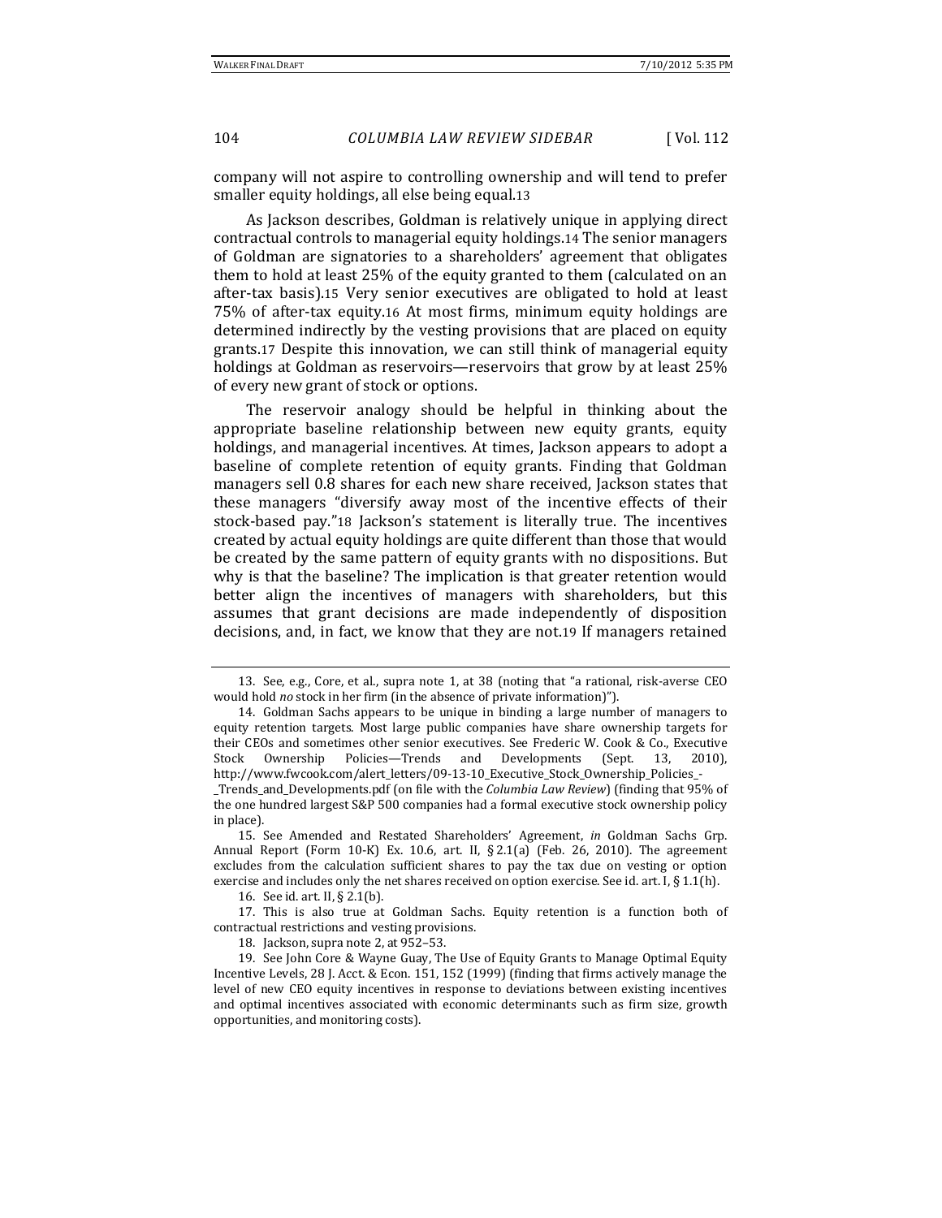company will not aspire to controlling ownership and will tend to prefer smaller equity holdings, all else being equal.[13]

As Jackson describes, Goldman is relatively unique in applying direct contractual controls to managerial equity holdings.[14] The senior managers of Goldman are signatories to a shareholders' agreement that obligates them to hold at least 25% of the equity granted to them (calculated on an after-tax basis).[15] Very senior executives are obligated to hold at least 75% of after-tax equity.[16] At most firms, minimum equity holdings are determined indirectly by the vesting provisions that are placed on equity grants.[17] Despite this innovation, we can still think of managerial equity holdings at Goldman as reservoirs—reservoirs that grow by at least 25% of every new grant of stock or options.

The reservoir analogy should be helpful in thinking about the appropriate baseline relationship between new equity grants, equity holdings, and managerial incentives. At times, Jackson appears to adopt a baseline of complete retention of equity grants. Finding that Goldman managers sell 0.8 shares for each new share received, Jackson states that these managers "diversify away most of the incentive effects of their stock-based pay."[18] Jackson's statement is literally true. The incentives created by actual equity holdings are quite different than those that would be created by the same pattern of equity grants with no dispositions. But why is that the baseline? The implication is that greater retention would better align the incentives of managers with shareholders, but this assumes that grant decisions are made independently of disposition decisions, and, in fact, we know that they are not.[19] If managers retained

---

13. See, e.g., Core, et al., supra note 1, at 38 (noting that "a rational, risk-averse CEO would hold *no* stock in her firm (in the absence of private information)").

14. Goldman Sachs appears to be unique in binding a large number of managers to equity retention targets. Most large public companies have share ownership targets for their CEOs and sometimes other senior executives. See Frederic W. Cook & Co., Executive Stock Ownership Policies—Trends and Developments (Sept. 13, 2010), http://www.fwcook.com/alert_letters/09-13-10_Executive_Stock_Ownership_Policies_-_Trends_and_Developments.pdf (on file with the *Columbia Law Review*) (finding that 95% of the one hundred largest S&P 500 companies had a formal executive stock ownership policy in place).

15. See Amended and Restated Shareholders' Agreement, *in* Goldman Sachs Grp. Annual Report (Form 10-K) Ex. 10.6, art. II, § 2.1(a) (Feb. 26, 2010). The agreement excludes from the calculation sufficient shares to pay the tax due on vesting or option exercise and includes only the net shares received on option exercise. See id. art. I, § 1.1(h).

16. See id. art. II, § 2.1(b).

17. This is also true at Goldman Sachs. Equity retention is a function both of contractual restrictions and vesting provisions.

18. Jackson, supra note 2, at 952–53.

19. See John Core & Wayne Guay, The Use of Equity Grants to Manage Optimal Equity Incentive Levels, 28 J. Acct. & Econ. 151, 152 (1999) (finding that firms actively manage the level of new CEO equity incentives in response to deviations between existing incentives and optimal incentives associated with economic determinants such as firm size, growth opportunities, and monitoring costs).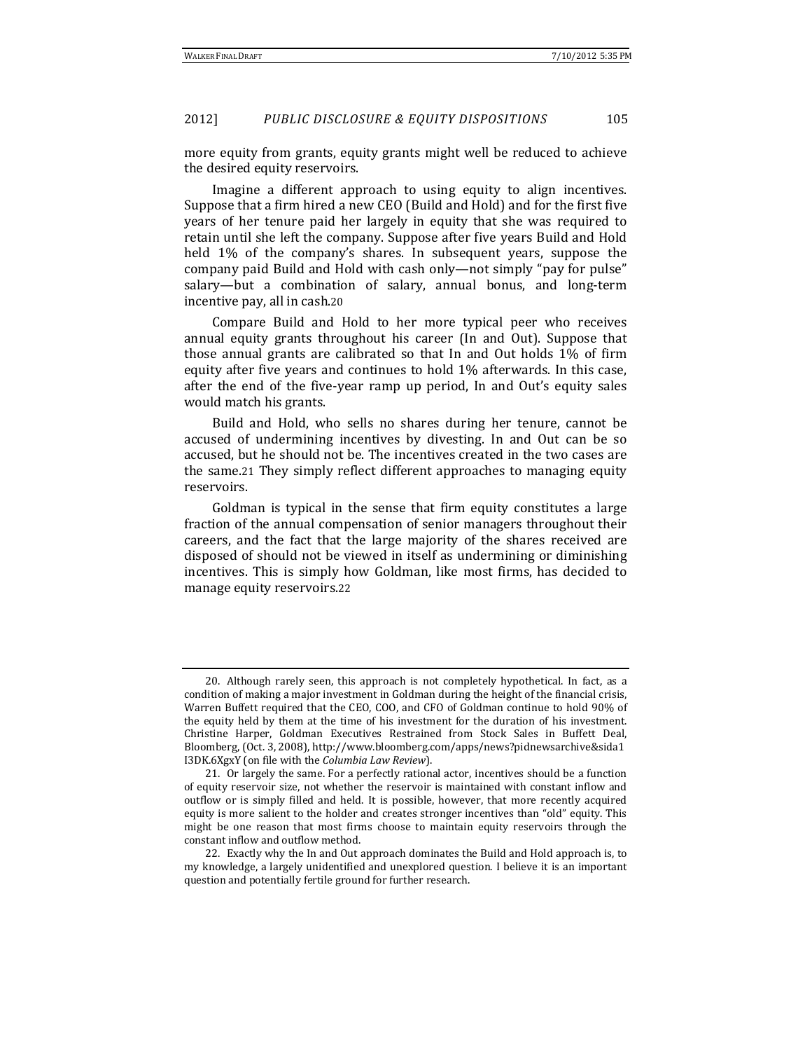more equity from grants, equity grants might well be reduced to achieve the desired equity reservoirs.

Imagine a different approach to using equity to align incentives. Suppose that a firm hired a new CEO (Build and Hold) and for the first five years of her tenure paid her largely in equity that she was required to retain until she left the company. Suppose after five years Build and Hold held 1% of the company's shares. In subsequent years, suppose the company paid Build and Hold with cash only—not simply "pay for pulse" salary—but a combination of salary, annual bonus, and long-term incentive pay, all in cash.[20]

Compare Build and Hold to her more typical peer who receives annual equity grants throughout his career (In and Out). Suppose that those annual grants are calibrated so that In and Out holds 1% of firm equity after five years and continues to hold 1% afterwards. In this case, after the end of the five-year ramp up period, In and Out's equity sales would match his grants.

Build and Hold, who sells no shares during her tenure, cannot be accused of undermining incentives by divesting. In and Out can be so accused, but he should not be. The incentives created in the two cases are the same.[21] They simply reflect different approaches to managing equity reservoirs.

Goldman is typical in the sense that firm equity constitutes a large fraction of the annual compensation of senior managers throughout their careers, and the fact that the large majority of the shares received are disposed of should not be viewed in itself as undermining or diminishing incentives. This is simply how Goldman, like most firms, has decided to manage equity reservoirs.[22]

---

20. Although rarely seen, this approach is not completely hypothetical. In fact, as a condition of making a major investment in Goldman during the height of the financial crisis, Warren Buffett required that the CEO, COO, and CFO of Goldman continue to hold 90% of the equity held by them at the time of his investment for the duration of his investment. Christine Harper, Goldman Executives Restrained from Stock Sales in Buffett Deal, Bloomberg, (Oct. 3, 2008), http://www.bloomberg.com/apps/news?pidnewsarchive&sida1I3DK.6XgxY (on file with the *Columbia Law Review*).

21. Or largely the same. For a perfectly rational actor, incentives should be a function of equity reservoir size, not whether the reservoir is maintained with constant inflow and outflow or is simply filled and held. It is possible, however, that more recently acquired equity is more salient to the holder and creates stronger incentives than "old" equity. This might be one reason that most firms choose to maintain equity reservoirs through the constant inflow and outflow method.

22. Exactly why the In and Out approach dominates the Build and Hold approach is, to my knowledge, a largely unidentified and unexplored question. I believe it is an important question and potentially fertile ground for further research.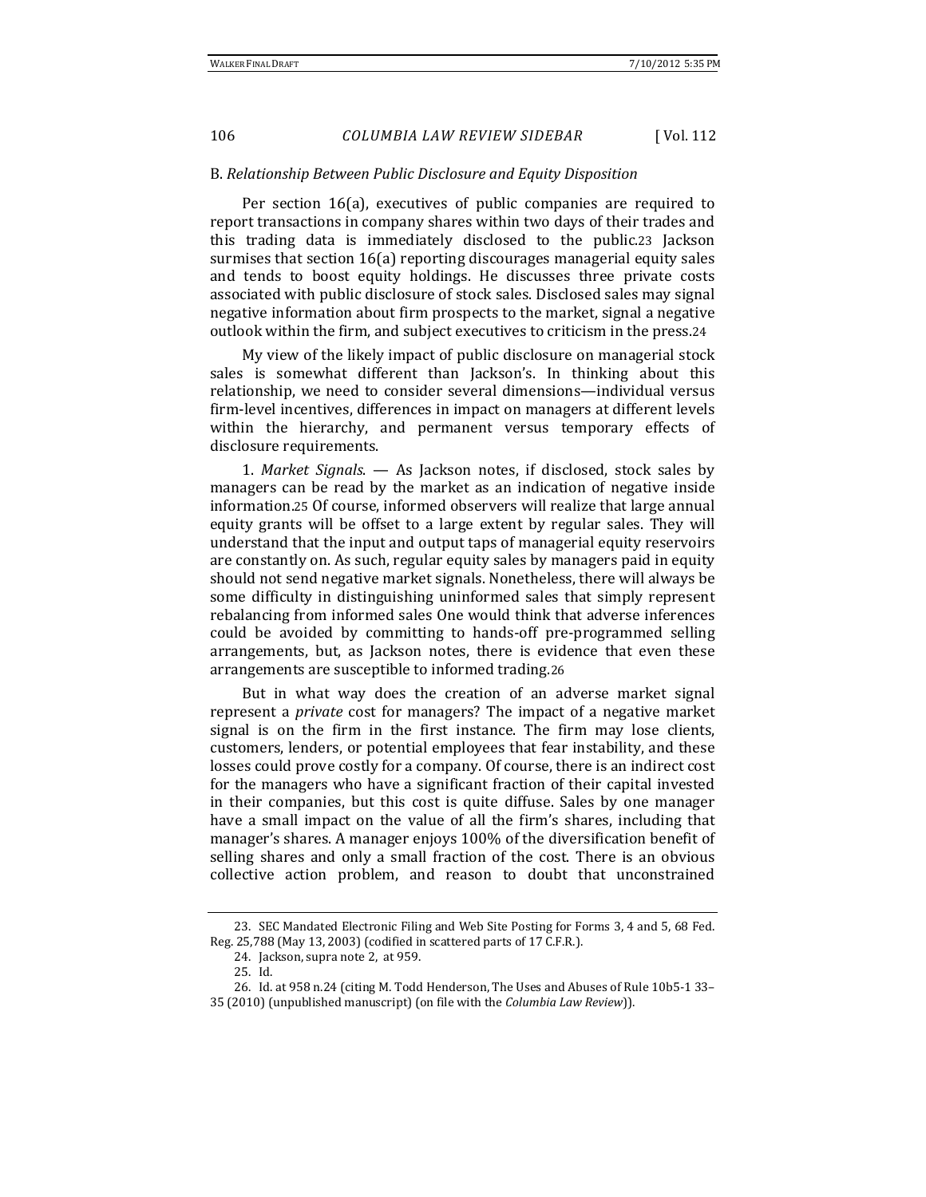B. *Relationship Between Public Disclosure and Equity Disposition*

Per section 16(a), executives of public companies are required to report transactions in company shares within two days of their trades and this trading data is immediately disclosed to the public.[23] Jackson surmises that section 16(a) reporting discourages managerial equity sales and tends to boost equity holdings. He discusses three private costs associated with public disclosure of stock sales. Disclosed sales may signal negative information about firm prospects to the market, signal a negative outlook within the firm, and subject executives to criticism in the press.[24]

My view of the likely impact of public disclosure on managerial stock sales is somewhat different than Jackson's. In thinking about this relationship, we need to consider several dimensions—individual versus firm-level incentives, differences in impact on managers at different levels within the hierarchy, and permanent versus temporary effects of disclosure requirements.

1. *Market Signals*. — As Jackson notes, if disclosed, stock sales by managers can be read by the market as an indication of negative inside information.[25] Of course, informed observers will realize that large annual equity grants will be offset to a large extent by regular sales. They will understand that the input and output taps of managerial equity reservoirs are constantly on. As such, regular equity sales by managers paid in equity should not send negative market signals. Nonetheless, there will always be some difficulty in distinguishing uninformed sales that simply represent rebalancing from informed sales One would think that adverse inferences could be avoided by committing to hands-off pre-programmed selling arrangements, but, as Jackson notes, there is evidence that even these arrangements are susceptible to informed trading.[26]

But in what way does the creation of an adverse market signal represent a *private* cost for managers? The impact of a negative market signal is on the firm in the first instance. The firm may lose clients, customers, lenders, or potential employees that fear instability, and these losses could prove costly for a company. Of course, there is an indirect cost for the managers who have a significant fraction of their capital invested in their companies, but this cost is quite diffuse. Sales by one manager have a small impact on the value of all the firm's shares, including that manager's shares. A manager enjoys 100% of the diversification benefit of selling shares and only a small fraction of the cost. There is an obvious collective action problem, and reason to doubt that unconstrained

---

23. SEC Mandated Electronic Filing and Web Site Posting for Forms 3, 4 and 5, 68 Fed. Reg. 25,788 (May 13, 2003) (codified in scattered parts of 17 C.F.R.).

24. Jackson, supra note 2, at 959.

25. Id.

26. Id. at 958 n.24 (citing M. Todd Henderson, The Uses and Abuses of Rule 10b5-1 33–35 (2010) (unpublished manuscript) (on file with the *Columbia Law Review*)).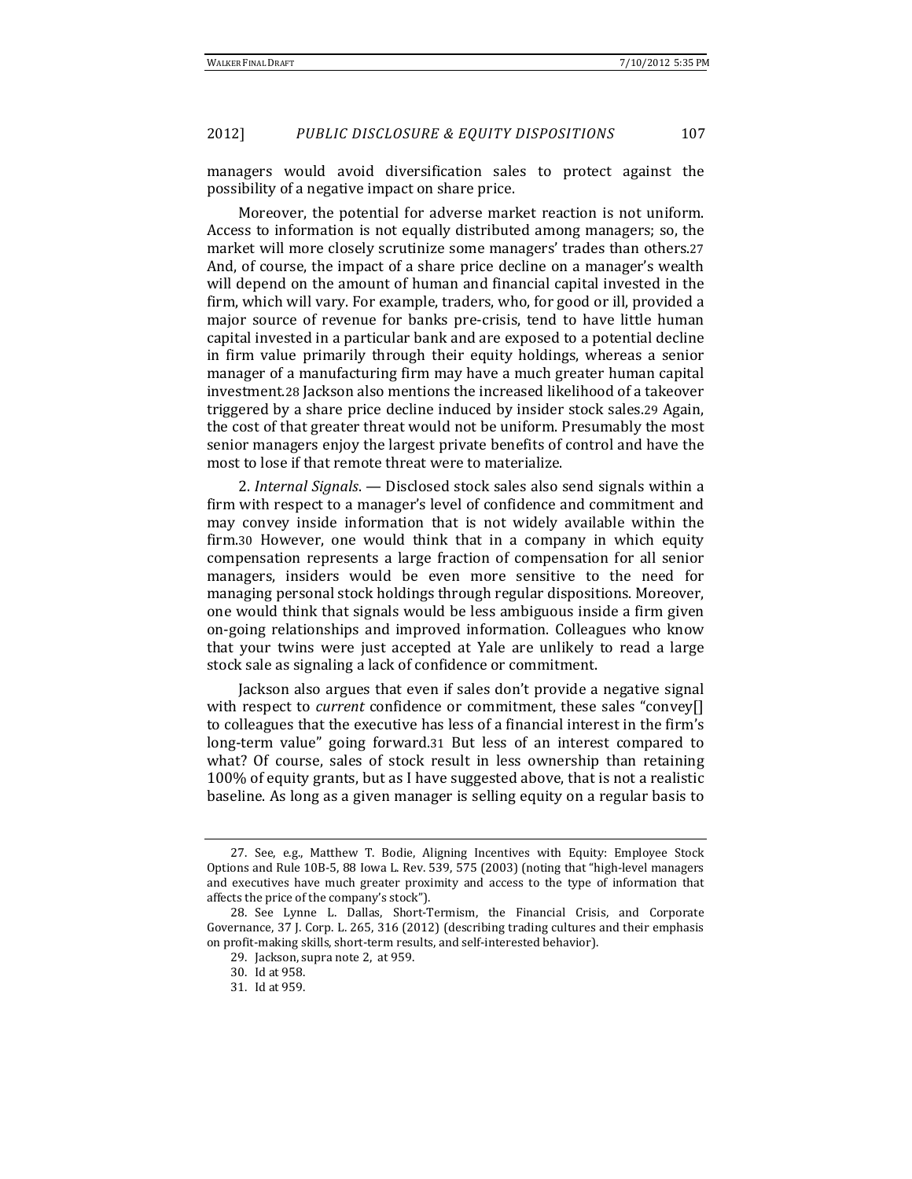managers would avoid diversification sales to protect against the possibility of a negative impact on share price.

Moreover, the potential for adverse market reaction is not uniform. Access to information is not equally distributed among managers; so, the market will more closely scrutinize some managers' trades than others.[27] And, of course, the impact of a share price decline on a manager's wealth will depend on the amount of human and financial capital invested in the firm, which will vary. For example, traders, who, for good or ill, provided a major source of revenue for banks pre-crisis, tend to have little human capital invested in a particular bank and are exposed to a potential decline in firm value primarily through their equity holdings, whereas a senior manager of a manufacturing firm may have a much greater human capital investment.[28] Jackson also mentions the increased likelihood of a takeover triggered by a share price decline induced by insider stock sales.[29] Again, the cost of that greater threat would not be uniform. Presumably the most senior managers enjoy the largest private benefits of control and have the most to lose if that remote threat were to materialize.

2. *Internal Signals*. — Disclosed stock sales also send signals within a firm with respect to a manager's level of confidence and commitment and may convey inside information that is not widely available within the firm.[30] However, one would think that in a company in which equity compensation represents a large fraction of compensation for all senior managers, insiders would be even more sensitive to the need for managing personal stock holdings through regular dispositions. Moreover, one would think that signals would be less ambiguous inside a firm given on-going relationships and improved information. Colleagues who know that your twins were just accepted at Yale are unlikely to read a large stock sale as signaling a lack of confidence or commitment.

Jackson also argues that even if sales don't provide a negative signal with respect to *current* confidence or commitment, these sales "convey[] to colleagues that the executive has less of a financial interest in the firm's long-term value" going forward.[31] But less of an interest compared to what? Of course, sales of stock result in less ownership than retaining 100% of equity grants, but as I have suggested above, that is not a realistic baseline. As long as a given manager is selling equity on a regular basis to

---

27. See, e.g., Matthew T. Bodie, Aligning Incentives with Equity: Employee Stock Options and Rule 10B-5, 88 Iowa L. Rev. 539, 575 (2003) (noting that "high-level managers and executives have much greater proximity and access to the type of information that affects the price of the company's stock").

28. See Lynne L. Dallas, Short-Termism, the Financial Crisis, and Corporate Governance, 37 J. Corp. L. 265, 316 (2012) (describing trading cultures and their emphasis on profit-making skills, short-term results, and self-interested behavior).

29. Jackson, supra note 2, at 959.

30. Id at 958.

31. Id at 959.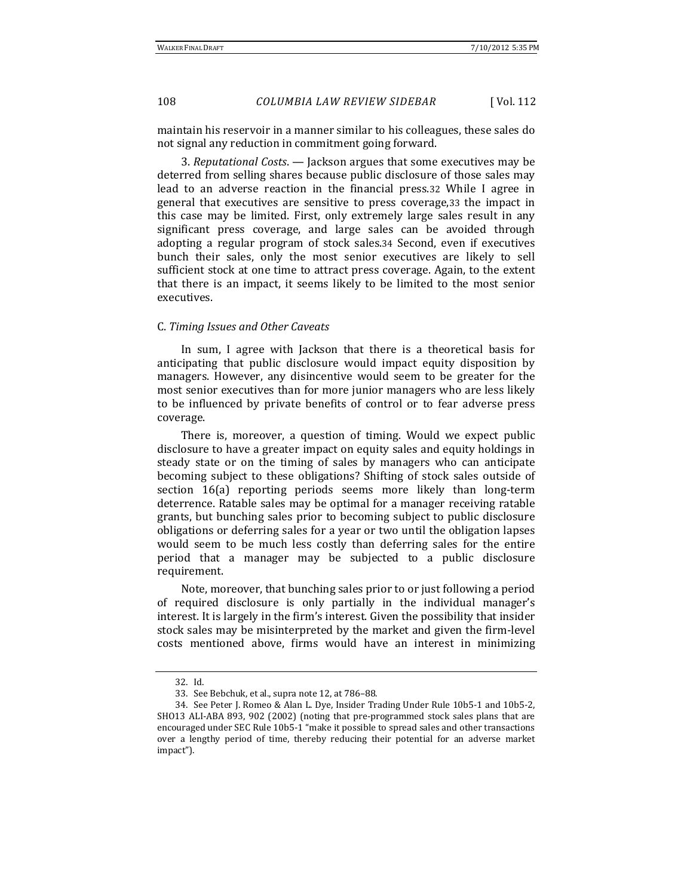maintain his reservoir in a manner similar to his colleagues, these sales do not signal any reduction in commitment going forward.

3. *Reputational Costs*. — Jackson argues that some executives may be deterred from selling shares because public disclosure of those sales may lead to an adverse reaction in the financial press.[32] While I agree in general that executives are sensitive to press coverage,[33] the impact in this case may be limited. First, only extremely large sales result in any significant press coverage, and large sales can be avoided through adopting a regular program of stock sales.[34] Second, even if executives bunch their sales, only the most senior executives are likely to sell sufficient stock at one time to attract press coverage. Again, to the extent that there is an impact, it seems likely to be limited to the most senior executives.

### C. *Timing Issues and Other Caveats*

In sum, I agree with Jackson that there is a theoretical basis for anticipating that public disclosure would impact equity disposition by managers. However, any disincentive would seem to be greater for the most senior executives than for more junior managers who are less likely to be influenced by private benefits of control or to fear adverse press coverage.

There is, moreover, a question of timing. Would we expect public disclosure to have a greater impact on equity sales and equity holdings in steady state or on the timing of sales by managers who can anticipate becoming subject to these obligations? Shifting of stock sales outside of section 16(a) reporting periods seems more likely than long-term deterrence. Ratable sales may be optimal for a manager receiving ratable grants, but bunching sales prior to becoming subject to public disclosure obligations or deferring sales for a year or two until the obligation lapses would seem to be much less costly than deferring sales for the entire period that a manager may be subjected to a public disclosure requirement.

Note, moreover, that bunching sales prior to or just following a period of required disclosure is only partially in the individual manager's interest. It is largely in the firm's interest. Given the possibility that insider stock sales may be misinterpreted by the market and given the firm-level costs mentioned above, firms would have an interest in minimizing

---

32. Id.

33. See Bebchuk, et al., supra note 12, at 786–88.

34. See Peter J. Romeo & Alan L. Dye, Insider Trading Under Rule 10b5-1 and 10b5-2, SH013 ALI-ABA 893, 902 (2002) (noting that pre-programmed stock sales plans that are encouraged under SEC Rule 10b5-1 "make it possible to spread sales and other transactions over a lengthy period of time, thereby reducing their potential for an adverse market impact").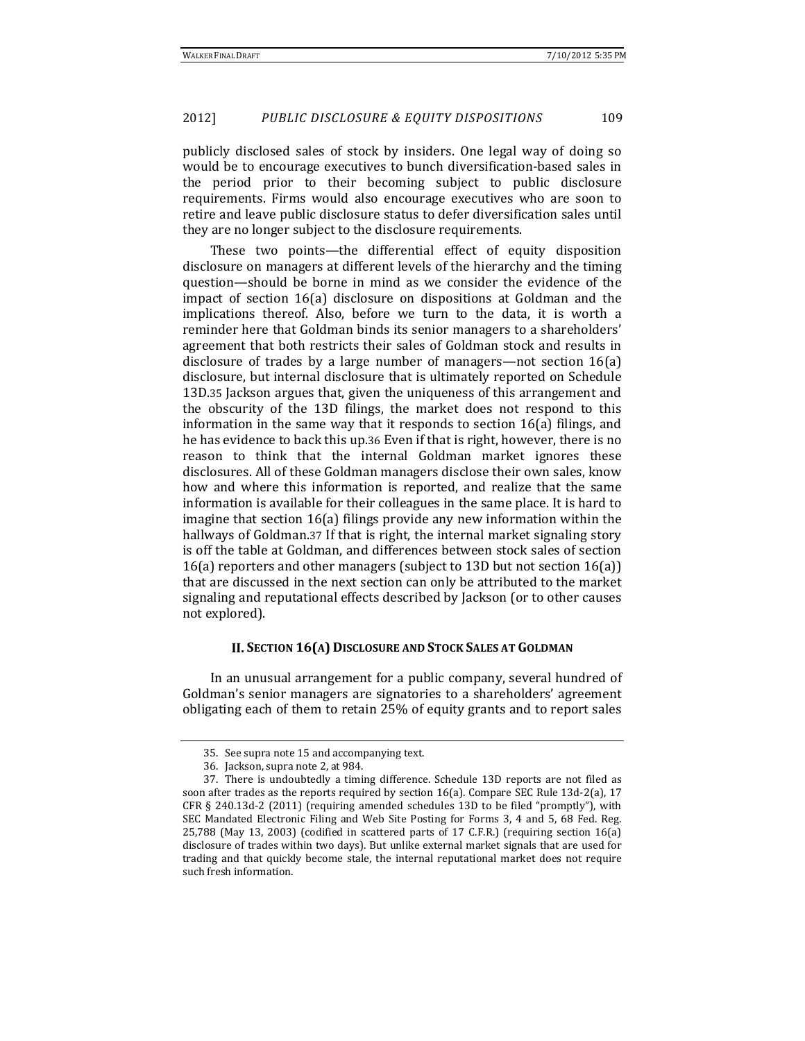publicly disclosed sales of stock by insiders. One legal way of doing so would be to encourage executives to bunch diversification-based sales in the period prior to their becoming subject to public disclosure requirements. Firms would also encourage executives who are soon to retire and leave public disclosure status to defer diversification sales until they are no longer subject to the disclosure requirements.

These two points—the differential effect of equity disposition disclosure on managers at different levels of the hierarchy and the timing question—should be borne in mind as we consider the evidence of the impact of section 16(a) disclosure on dispositions at Goldman and the implications thereof. Also, before we turn to the data, it is worth a reminder here that Goldman binds its senior managers to a shareholders' agreement that both restricts their sales of Goldman stock and results in disclosure of trades by a large number of managers—not section 16(a) disclosure, but internal disclosure that is ultimately reported on Schedule 13D.[35] Jackson argues that, given the uniqueness of this arrangement and the obscurity of the 13D filings, the market does not respond to this information in the same way that it responds to section 16(a) filings, and he has evidence to back this up.[36] Even if that is right, however, there is no reason to think that the internal Goldman market ignores these disclosures. All of these Goldman managers disclose their own sales, know how and where this information is reported, and realize that the same information is available for their colleagues in the same place. It is hard to imagine that section 16(a) filings provide any new information within the hallways of Goldman.[37] If that is right, the internal market signaling story is off the table at Goldman, and differences between stock sales of section 16(a) reporters and other managers (subject to 13D but not section 16(a)) that are discussed in the next section can only be attributed to the market signaling and reputational effects described by Jackson (or to other causes not explored).

## II. Section 16(a) Disclosure and Stock Sales at Goldman

In an unusual arrangement for a public company, several hundred of Goldman's senior managers are signatories to a shareholders' agreement obligating each of them to retain 25% of equity grants and to report sales

---

35. See supra note 15 and accompanying text.

36. Jackson, supra note 2, at 984.

37. There is undoubtedly a timing difference. Schedule 13D reports are not filed as soon after trades as the reports required by section 16(a). Compare SEC Rule 13d-2(a), 17 CFR § 240.13d-2 (2011) (requiring amended schedules 13D to be filed "promptly"), with SEC Mandated Electronic Filing and Web Site Posting for Forms 3, 4 and 5, 68 Fed. Reg. 25,788 (May 13, 2003) (codified in scattered parts of 17 C.F.R.) (requiring section 16(a) disclosure of trades within two days). But unlike external market signals that are used for trading and that quickly become stale, the internal reputational market does not require such fresh information.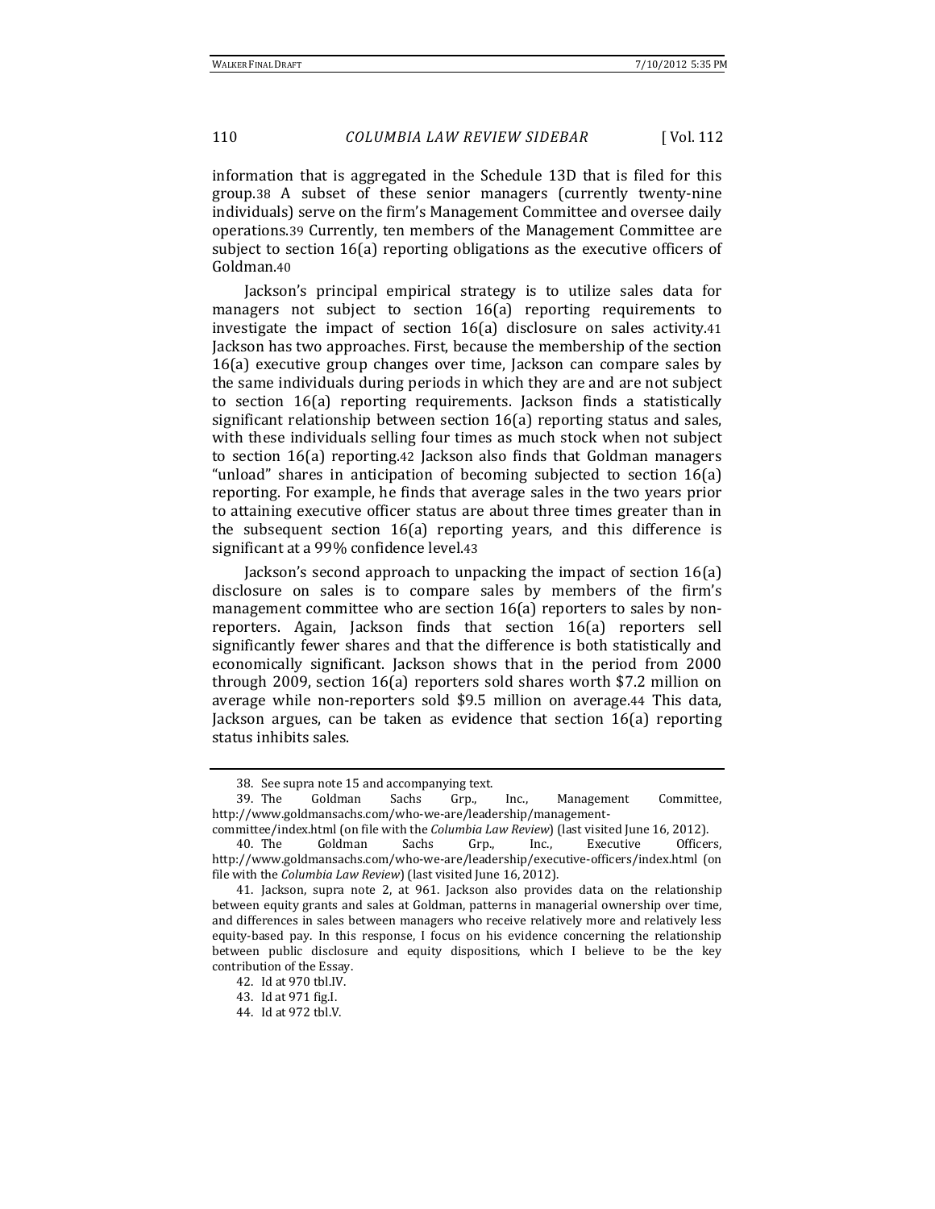information that is aggregated in the Schedule 13D that is filed for this group.[38] A subset of these senior managers (currently twenty-nine individuals) serve on the firm's Management Committee and oversee daily operations.[39] Currently, ten members of the Management Committee are subject to section 16(a) reporting obligations as the executive officers of Goldman.[40]

Jackson's principal empirical strategy is to utilize sales data for managers not subject to section 16(a) reporting requirements to investigate the impact of section 16(a) disclosure on sales activity.[41] Jackson has two approaches. First, because the membership of the section 16(a) executive group changes over time, Jackson can compare sales by the same individuals during periods in which they are and are not subject to section 16(a) reporting requirements. Jackson finds a statistically significant relationship between section 16(a) reporting status and sales, with these individuals selling four times as much stock when not subject to section 16(a) reporting.[42] Jackson also finds that Goldman managers "unload" shares in anticipation of becoming subjected to section 16(a) reporting. For example, he finds that average sales in the two years prior to attaining executive officer status are about three times greater than in the subsequent section 16(a) reporting years, and this difference is significant at a 99% confidence level.[43]

Jackson's second approach to unpacking the impact of section 16(a) disclosure on sales is to compare sales by members of the firm's management committee who are section 16(a) reporters to sales by non-reporters. Again, Jackson finds that section 16(a) reporters sell significantly fewer shares and that the difference is both statistically and economically significant. Jackson shows that in the period from 2000 through 2009, section 16(a) reporters sold shares worth $7.2 million on average while non-reporters sold $9.5 million on average.[44] This data, Jackson argues, can be taken as evidence that section 16(a) reporting status inhibits sales.

---

38. See supra note 15 and accompanying text.

39. The Goldman Sachs Grp., Inc., Management Committee, http://www.goldmansachs.com/who-we-are/leadership/management-committee/index.html (on file with the *Columbia Law Review*) (last visited June 16, 2012).

40. The Goldman Sachs Grp., Inc., Executive Officers, http://www.goldmansachs.com/who-we-are/leadership/executive-officers/index.html (on file with the *Columbia Law Review*) (last visited June 16, 2012).

41. Jackson, supra note 2, at 961. Jackson also provides data on the relationship between equity grants and sales at Goldman, patterns in managerial ownership over time, and differences in sales between managers who receive relatively more and relatively less equity-based pay. In this response, I focus on his evidence concerning the relationship between public disclosure and equity dispositions, which I believe to be the key contribution of the Essay.

42. Id at 970 tbl.IV.

43. Id at 971 fig.I.

44. Id at 972 tbl.V.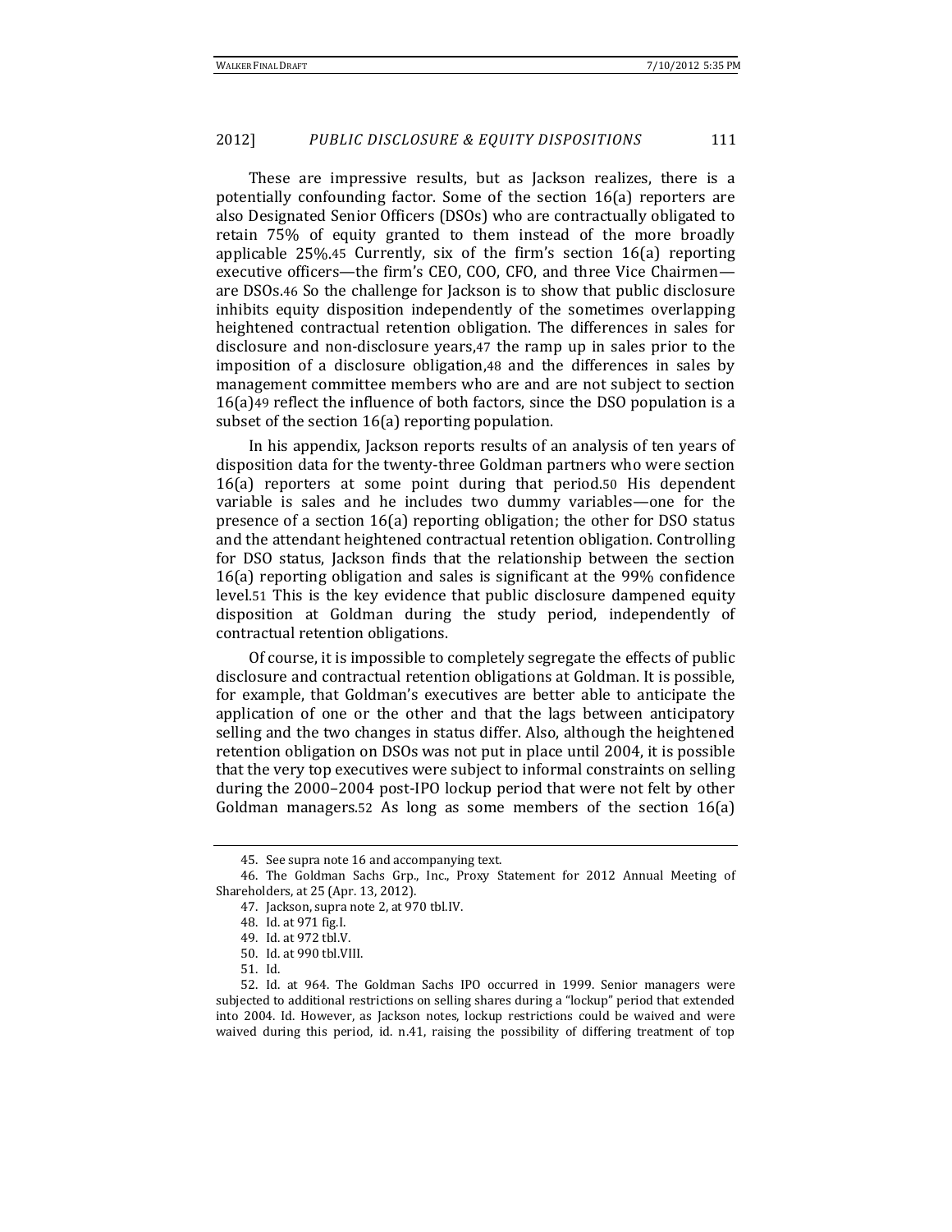These are impressive results, but as Jackson realizes, there is a potentially confounding factor. Some of the section 16(a) reporters are also Designated Senior Officers (DSOs) who are contractually obligated to retain 75% of equity granted to them instead of the more broadly applicable 25%.[45] Currently, six of the firm's section 16(a) reporting executive officers—the firm's CEO, COO, CFO, and three Vice Chairmen—are DSOs.[46] So the challenge for Jackson is to show that public disclosure inhibits equity disposition independently of the sometimes overlapping heightened contractual retention obligation. The differences in sales for disclosure and non-disclosure years,[47] the ramp up in sales prior to the imposition of a disclosure obligation,[48] and the differences in sales by management committee members who are and are not subject to section 16(a)[49] reflect the influence of both factors, since the DSO population is a subset of the section 16(a) reporting population.

In his appendix, Jackson reports results of an analysis of ten years of disposition data for the twenty-three Goldman partners who were section 16(a) reporters at some point during that period.[50] His dependent variable is sales and he includes two dummy variables—one for the presence of a section 16(a) reporting obligation; the other for DSO status and the attendant heightened contractual retention obligation. Controlling for DSO status, Jackson finds that the relationship between the section 16(a) reporting obligation and sales is significant at the 99% confidence level.[51] This is the key evidence that public disclosure dampened equity disposition at Goldman during the study period, independently of contractual retention obligations.

Of course, it is impossible to completely segregate the effects of public disclosure and contractual retention obligations at Goldman. It is possible, for example, that Goldman's executives are better able to anticipate the application of one or the other and that the lags between anticipatory selling and the two changes in status differ. Also, although the heightened retention obligation on DSOs was not put in place until 2004, it is possible that the very top executives were subject to informal constraints on selling during the 2000–2004 post-IPO lockup period that were not felt by other Goldman managers.[52] As long as some members of the section 16(a)

---

45. See supra note 16 and accompanying text.

46. The Goldman Sachs Grp., Inc., Proxy Statement for 2012 Annual Meeting of Shareholders, at 25 (Apr. 13, 2012).

47. Jackson, supra note 2, at 970 tbl.IV.

48. Id. at 971 fig.I.

49. Id. at 972 tbl.V.

50. Id. at 990 tbl.VIII.

51. Id.

52. Id. at 964. The Goldman Sachs IPO occurred in 1999. Senior managers were subjected to additional restrictions on selling shares during a "lockup" period that extended into 2004. Id. However, as Jackson notes, lockup restrictions could be waived and were waived during this period, id. n.41, raising the possibility of differing treatment of top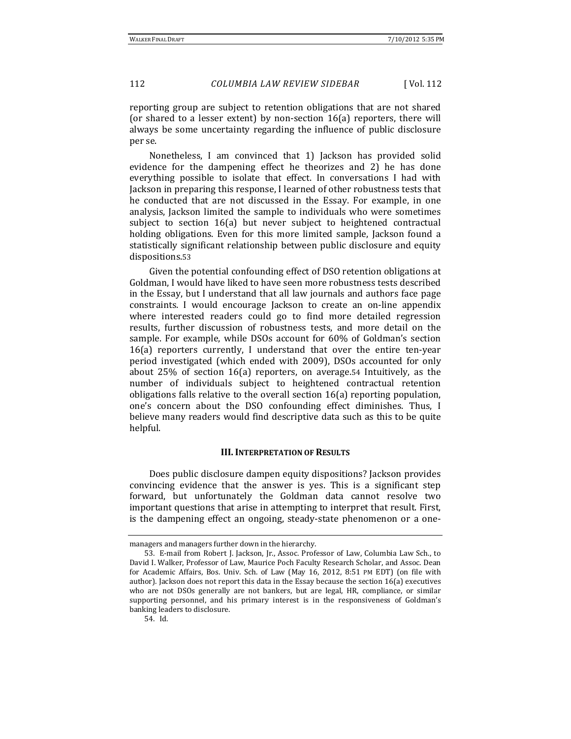reporting group are subject to retention obligations that are not shared (or shared to a lesser extent) by non-section 16(a) reporters, there will always be some uncertainty regarding the influence of public disclosure per se.

Nonetheless, I am convinced that 1) Jackson has provided solid evidence for the dampening effect he theorizes and 2) he has done everything possible to isolate that effect. In conversations I had with Jackson in preparing this response, I learned of other robustness tests that he conducted that are not discussed in the Essay. For example, in one analysis, Jackson limited the sample to individuals who were sometimes subject to section 16(a) but never subject to heightened contractual holding obligations. Even for this more limited sample, Jackson found a statistically significant relationship between public disclosure and equity dispositions.[53]

Given the potential confounding effect of DSO retention obligations at Goldman, I would have liked to have seen more robustness tests described in the Essay, but I understand that all law journals and authors face page constraints. I would encourage Jackson to create an on-line appendix where interested readers could go to find more detailed regression results, further discussion of robustness tests, and more detail on the sample. For example, while DSOs account for 60% of Goldman's section 16(a) reporters currently, I understand that over the entire ten-year period investigated (which ended with 2009), DSOs accounted for only about 25% of section 16(a) reporters, on average.[54] Intuitively, as the number of individuals subject to heightened contractual retention obligations falls relative to the overall section 16(a) reporting population, one's concern about the DSO confounding effect diminishes. Thus, I believe many readers would find descriptive data such as this to be quite helpful.

### III. Interpretation of Results

Does public disclosure dampen equity dispositions? Jackson provides convincing evidence that the answer is yes. This is a significant step forward, but unfortunately the Goldman data cannot resolve two important questions that arise in attempting to interpret that result. First, is the dampening effect an ongoing, steady-state phenomenon or a one-

---

managers and managers further down in the hierarchy.

53. E-mail from Robert J. Jackson, Jr., Assoc. Professor of Law, Columbia Law Sch., to David I. Walker, Professor of Law, Maurice Poch Faculty Research Scholar, and Assoc. Dean for Academic Affairs, Bos. Univ. Sch. of Law (May 16, 2012, 8:51 PM EDT) (on file with author). Jackson does not report this data in the Essay because the section 16(a) executives who are not DSOs generally are not bankers, but are legal, HR, compliance, or similar supporting personnel, and his primary interest is in the responsiveness of Goldman's banking leaders to disclosure.

54. Id.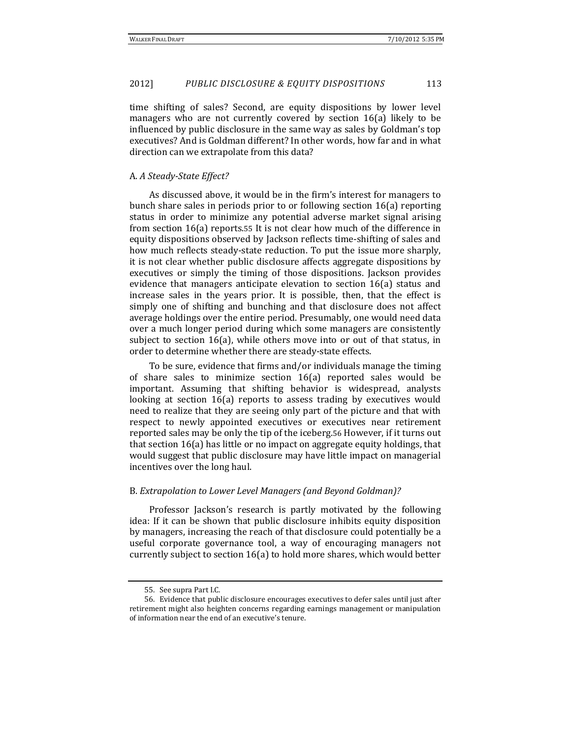time shifting of sales? Second, are equity dispositions by lower level managers who are not currently covered by section 16(a) likely to be influenced by public disclosure in the same way as sales by Goldman's top executives? And is Goldman different? In other words, how far and in what direction can we extrapolate from this data?

### A. *A Steady-State Effect?*

As discussed above, it would be in the firm's interest for managers to bunch share sales in periods prior to or following section 16(a) reporting status in order to minimize any potential adverse market signal arising from section 16(a) reports.[55] It is not clear how much of the difference in equity dispositions observed by Jackson reflects time-shifting of sales and how much reflects steady-state reduction. To put the issue more sharply, it is not clear whether public disclosure affects aggregate dispositions by executives or simply the timing of those dispositions. Jackson provides evidence that managers anticipate elevation to section 16(a) status and increase sales in the years prior. It is possible, then, that the effect is simply one of shifting and bunching and that disclosure does not affect average holdings over the entire period. Presumably, one would need data over a much longer period during which some managers are consistently subject to section 16(a), while others move into or out of that status, in order to determine whether there are steady-state effects.

To be sure, evidence that firms and/or individuals manage the timing of share sales to minimize section 16(a) reported sales would be important. Assuming that shifting behavior is widespread, analysts looking at section 16(a) reports to assess trading by executives would need to realize that they are seeing only part of the picture and that with respect to newly appointed executives or executives near retirement reported sales may be only the tip of the iceberg.[56] However, if it turns out that section 16(a) has little or no impact on aggregate equity holdings, that would suggest that public disclosure may have little impact on managerial incentives over the long haul.

### B. *Extrapolation to Lower Level Managers (and Beyond Goldman)?*

Professor Jackson's research is partly motivated by the following idea: If it can be shown that public disclosure inhibits equity disposition by managers, increasing the reach of that disclosure could potentially be a useful corporate governance tool, a way of encouraging managers not currently subject to section 16(a) to hold more shares, which would better

---

55. See supra Part I.C.

56. Evidence that public disclosure encourages executives to defer sales until just after retirement might also heighten concerns regarding earnings management or manipulation of information near the end of an executive's tenure.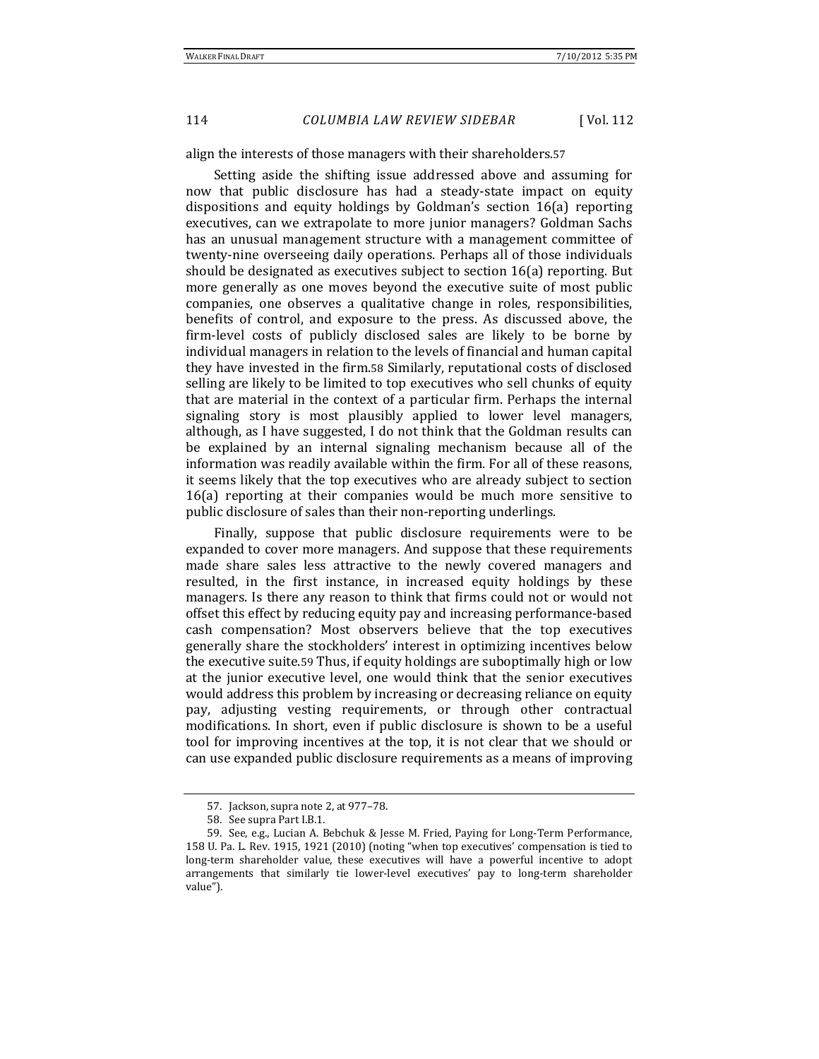align the interests of those managers with their shareholders.[57]

Setting aside the shifting issue addressed above and assuming for now that public disclosure has had a steady-state impact on equity dispositions and equity holdings by Goldman's section 16(a) reporting executives, can we extrapolate to more junior managers? Goldman Sachs has an unusual management structure with a management committee of twenty-nine overseeing daily operations. Perhaps all of those individuals should be designated as executives subject to section 16(a) reporting. But more generally as one moves beyond the executive suite of most public companies, one observes a qualitative change in roles, responsibilities, benefits of control, and exposure to the press. As discussed above, the firm-level costs of publicly disclosed sales are likely to be borne by individual managers in relation to the levels of financial and human capital they have invested in the firm.[58] Similarly, reputational costs of disclosed selling are likely to be limited to top executives who sell chunks of equity that are material in the context of a particular firm. Perhaps the internal signaling story is most plausibly applied to lower level managers, although, as I have suggested, I do not think that the Goldman results can be explained by an internal signaling mechanism because all of the information was readily available within the firm. For all of these reasons, it seems likely that the top executives who are already subject to section 16(a) reporting at their companies would be much more sensitive to public disclosure of sales than their non-reporting underlings.

Finally, suppose that public disclosure requirements were to be expanded to cover more managers. And suppose that these requirements made share sales less attractive to the newly covered managers and resulted, in the first instance, in increased equity holdings by these managers. Is there any reason to think that firms could not or would not offset this effect by reducing equity pay and increasing performance-based cash compensation? Most observers believe that the top executives generally share the stockholders' interest in optimizing incentives below the executive suite.[59] Thus, if equity holdings are suboptimally high or low at the junior executive level, one would think that the senior executives would address this problem by increasing or decreasing reliance on equity pay, adjusting vesting requirements, or through other contractual modifications. In short, even if public disclosure is shown to be a useful tool for improving incentives at the top, it is not clear that we should or can use expanded public disclosure requirements as a means of improving

---

57. Jackson, supra note 2, at 977–78.

58. See supra Part I.B.1.

59. See, e.g., Lucian A. Bebchuk & Jesse M. Fried, Paying for Long-Term Performance, 158 U. Pa. L. Rev. 1915, 1921 (2010) (noting "when top executives' compensation is tied to long-term shareholder value, these executives will have a powerful incentive to adopt arrangements that similarly tie lower-level executives' pay to long-term shareholder value").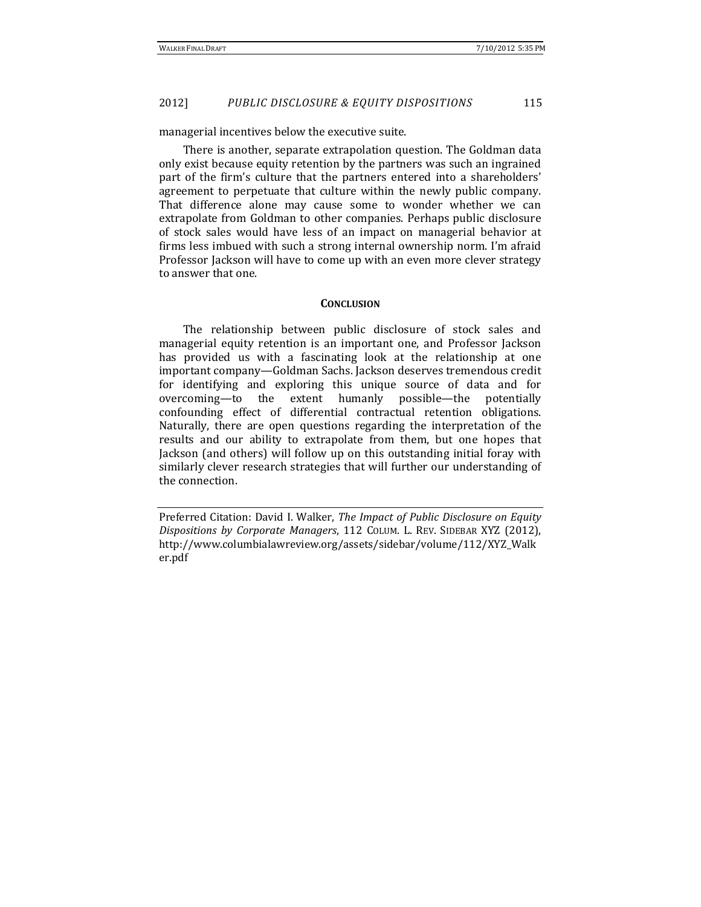managerial incentives below the executive suite.

There is another, separate extrapolation question. The Goldman data only exist because equity retention by the partners was such an ingrained part of the firm's culture that the partners entered into a shareholders' agreement to perpetuate that culture within the newly public company. That difference alone may cause some to wonder whether we can extrapolate from Goldman to other companies. Perhaps public disclosure of stock sales would have less of an impact on managerial behavior at firms less imbued with such a strong internal ownership norm. I'm afraid Professor Jackson will have to come up with an even more clever strategy to answer that one.

## CONCLUSION

The relationship between public disclosure of stock sales and managerial equity retention is an important one, and Professor Jackson has provided us with a fascinating look at the relationship at one important company—Goldman Sachs. Jackson deserves tremendous credit for identifying and exploring this unique source of data and for overcoming—to the extent humanly possible—the potentially confounding effect of differential contractual retention obligations. Naturally, there are open questions regarding the interpretation of the results and our ability to extrapolate from them, but one hopes that Jackson (and others) will follow up on this outstanding initial foray with similarly clever research strategies that will further our understanding of the connection.

---

Preferred Citation: David I. Walker, *The Impact of Public Disclosure on Equity Dispositions by Corporate Managers*, 112 COLUM. L. REV. SIDEBAR XYZ (2012), http://www.columbialawreview.org/assets/sidebar/volume/112/XYZ_Walker.pdf